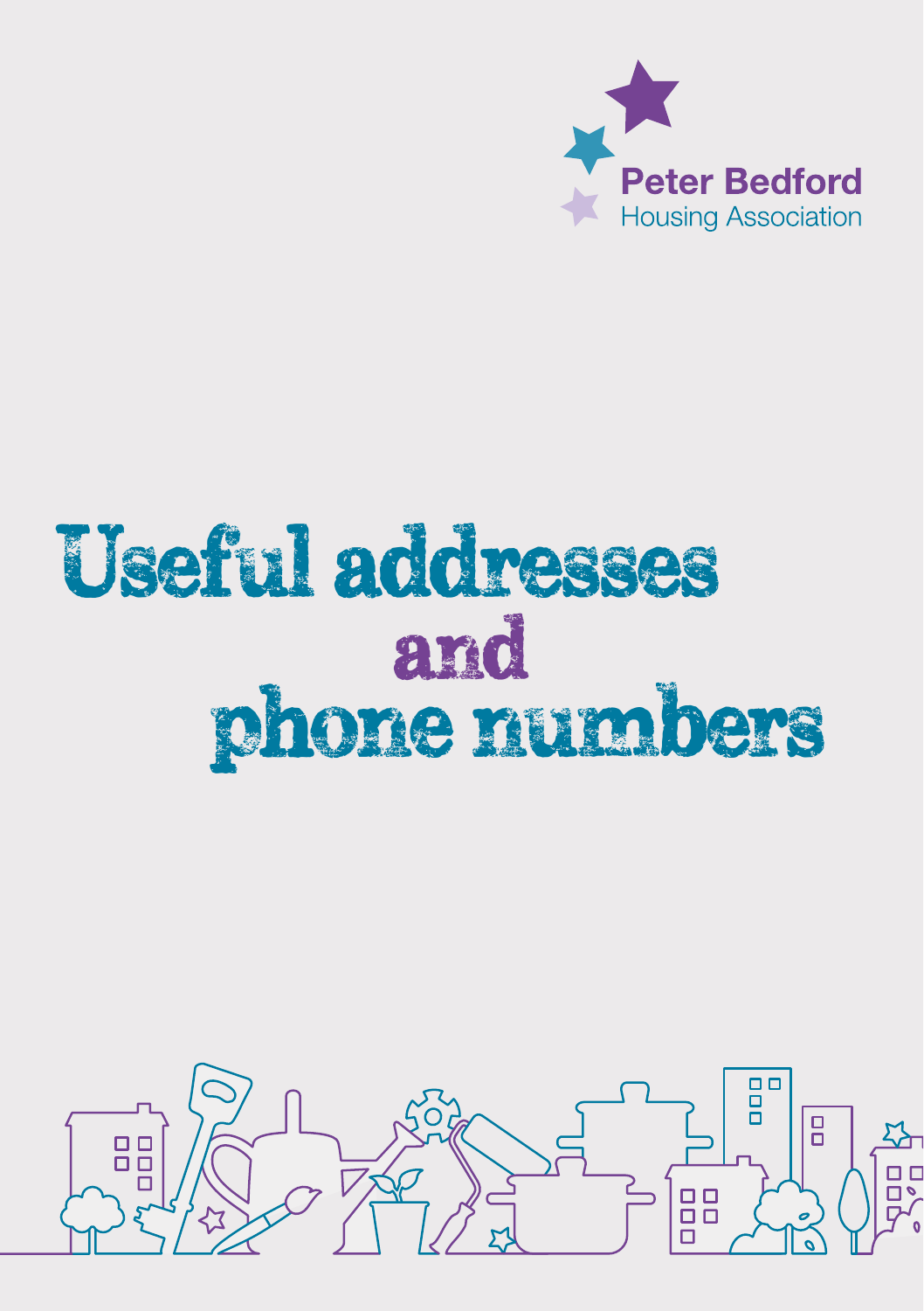Peter Bedford
Housing Association

# Useful addresses and phone numbers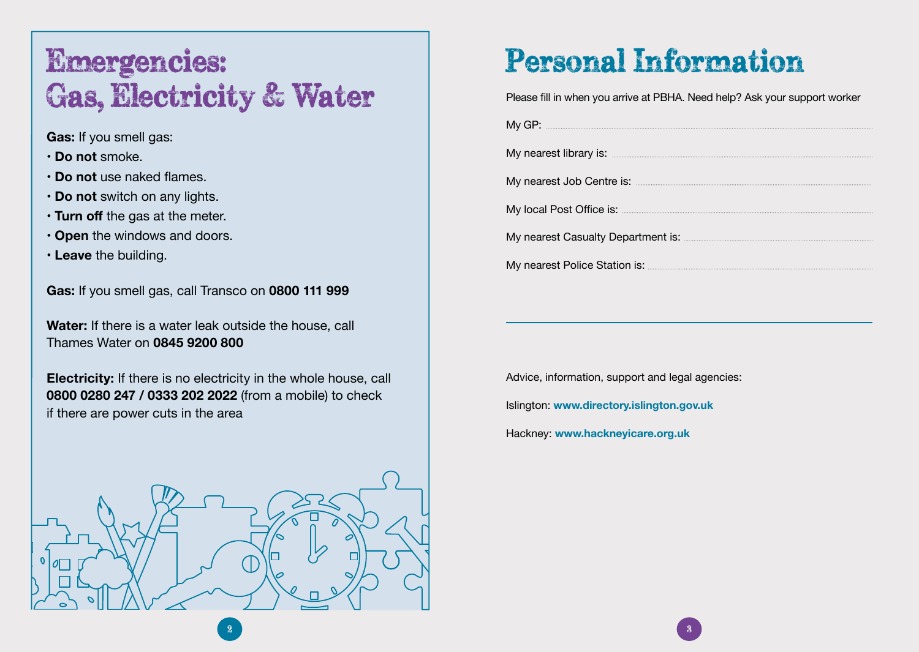# Emergencies: Gas, Electricity & Water

**Gas:** If you smell gas:

- **Do not** smoke.
- **Do not** use naked flames.
- **Do not** switch on any lights.
- **Turn off** the gas at the meter.
- **Open** the windows and doors.
- **Leave** the building.

**Gas:** If you smell gas, call Transco on **0800 111 999**

**Water:** If there is a water leak outside the house, call Thames Water on **0845 9200 800**

**Electricity:** If there is no electricity in the whole house, call **0800 0280 247 / 0333 202 2022** (from a mobile) to check if there are power cuts in the area

# Personal Information

Please fill in when you arrive at PBHA. Need help? Ask your support worker

My GP: ..............................

My nearest library is: ..............................

My nearest Job Centre is: ..............................

My local Post Office is: ..............................

My nearest Casualty Department is: ..............................

My nearest Police Station is: ..............................

---

Advice, information, support and legal agencies:

Islington: **www.directory.islington.gov.uk**

Hackney: **www.hackneyicare.org.uk**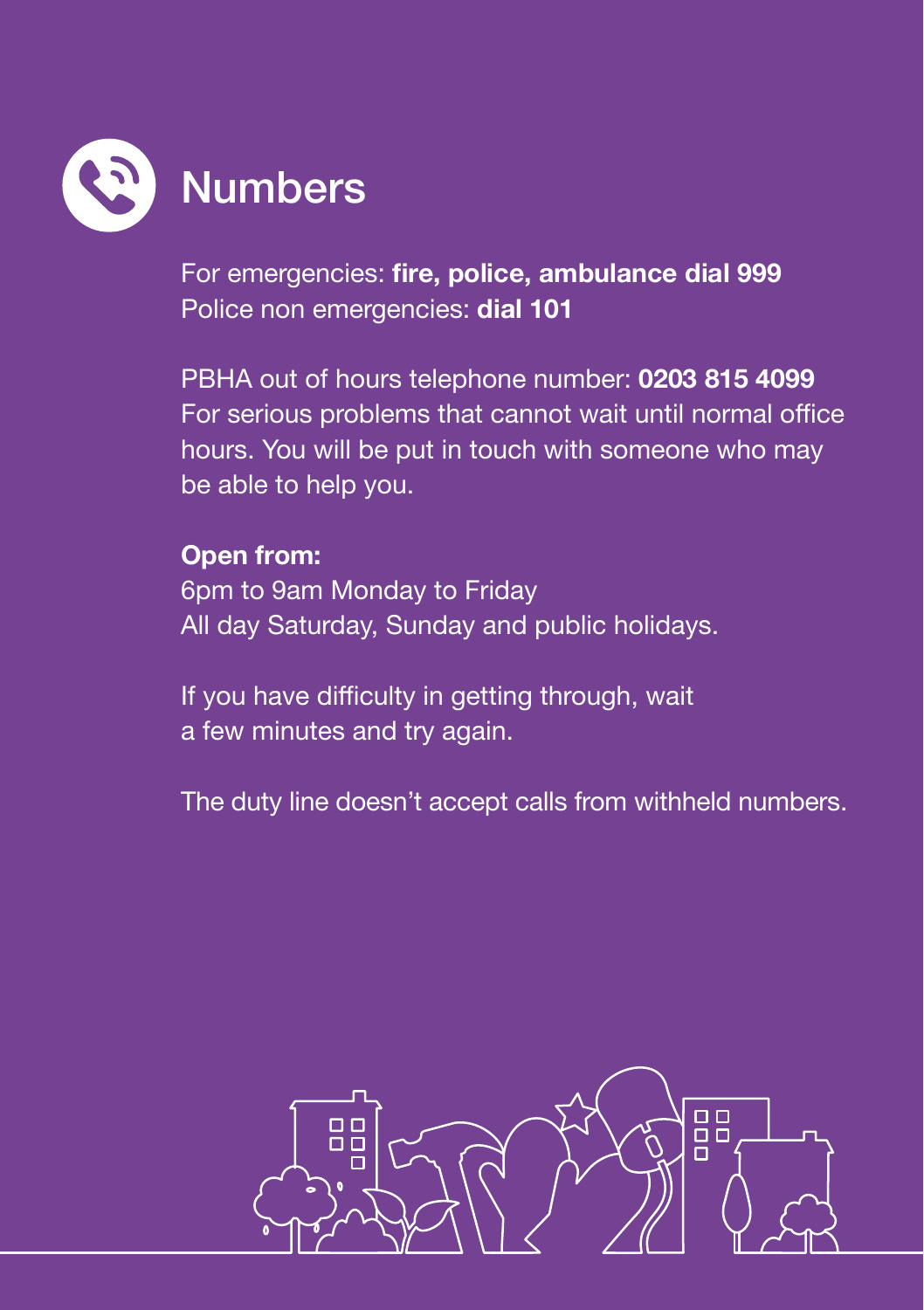# Numbers

For emergencies: **fire, police, ambulance dial 999**
Police non emergencies: **dial 101**

PBHA out of hours telephone number: **0203 815 4099**
For serious problems that cannot wait until normal office hours. You will be put in touch with someone who may be able to help you.

**Open from:**
6pm to 9am Monday to Friday
All day Saturday, Sunday and public holidays.

If you have difficulty in getting through, wait a few minutes and try again.

The duty line doesn't accept calls from withheld numbers.